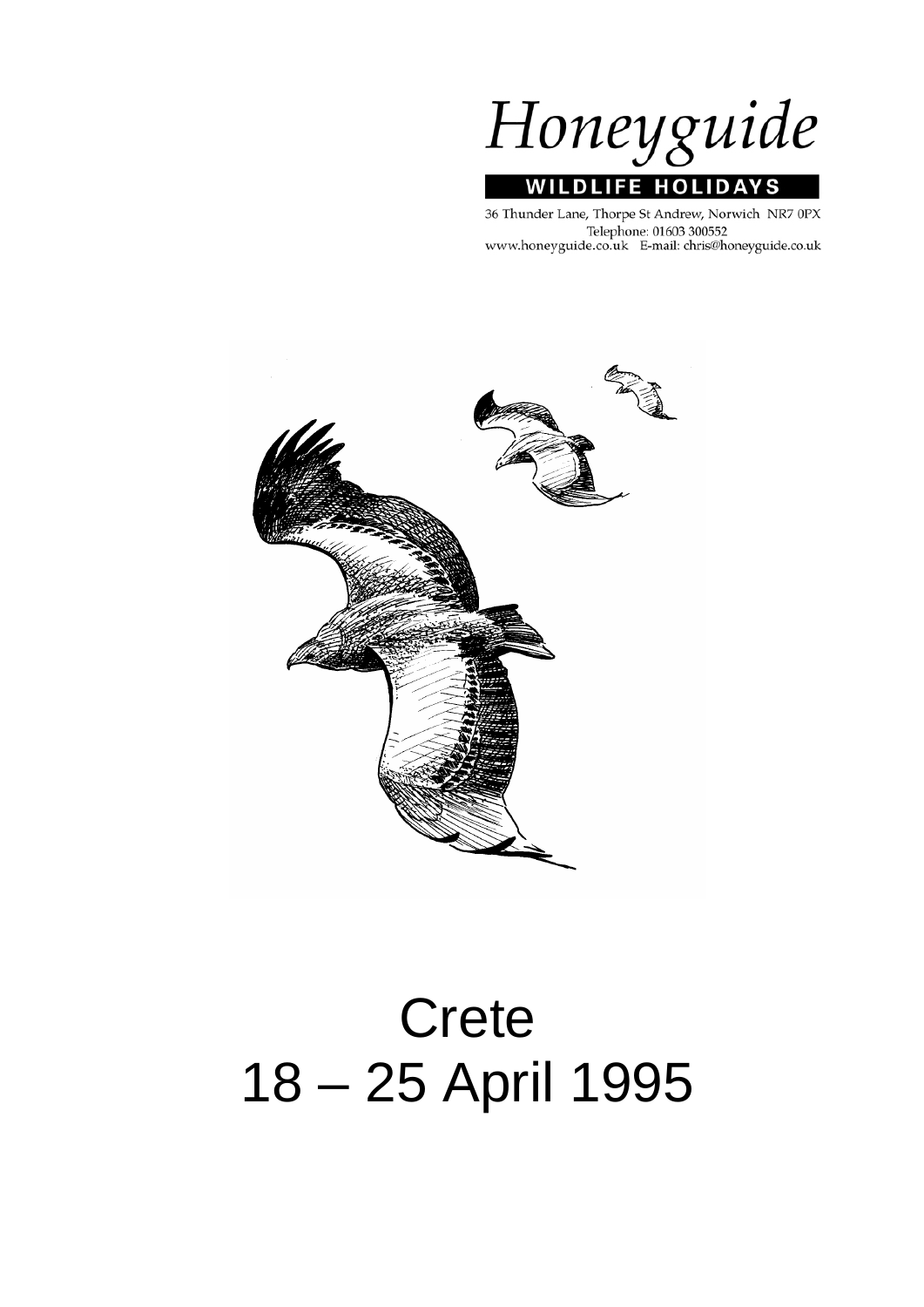# Honeyguide

**WILDLIFE HOLIDAYS**

36 Thunder Lane, Thorpe St Andrew, Norwich NR7 0PX
Telephone: 01603 300552
www.honeyguide.co.uk E-mail: chris@honeyguide.co.uk

# Crete
# 18 – 25 April 1995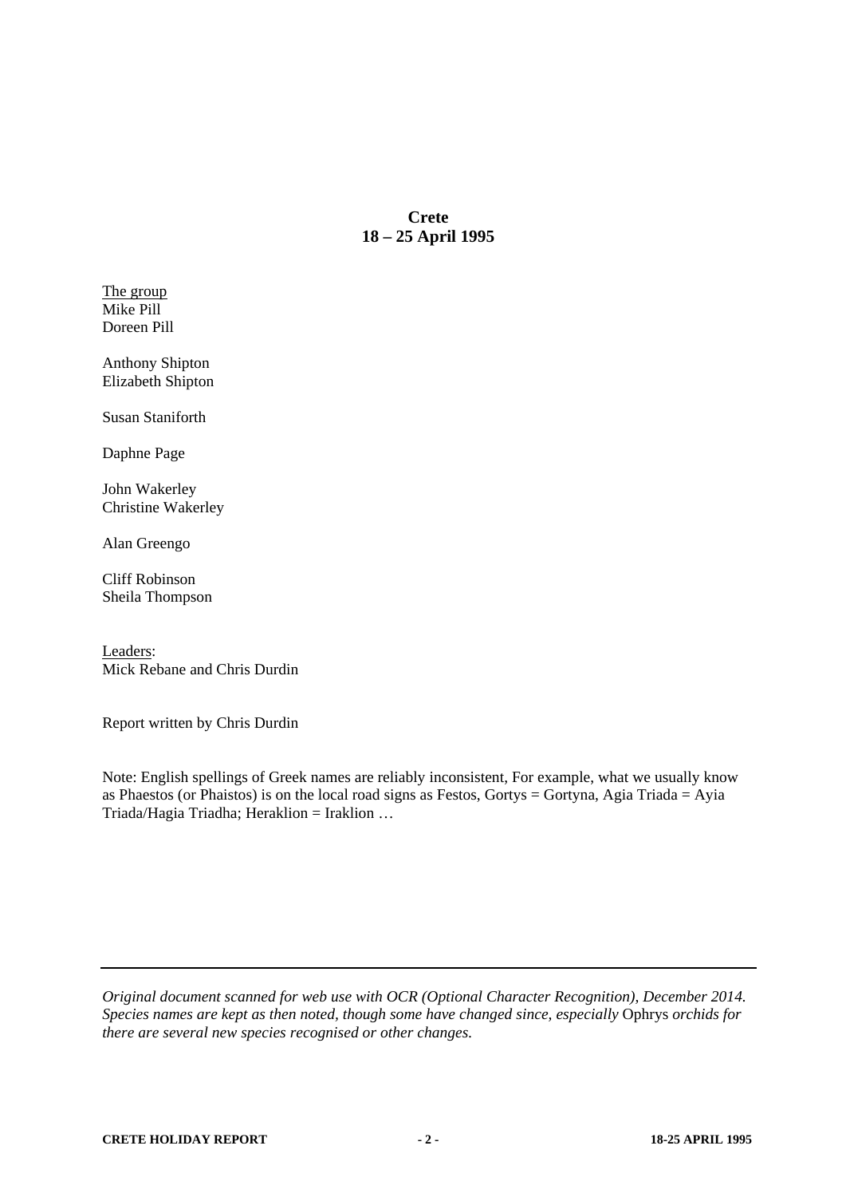# Crete
# 18 – 25 April 1995

The group
Mike Pill
Doreen Pill

Anthony Shipton
Elizabeth Shipton

Susan Staniforth

Daphne Page

John Wakerley
Christine Wakerley

Alan Greengo

Cliff Robinson
Sheila Thompson

Leaders:
Mick Rebane and Chris Durdin

Report written by Chris Durdin

Note: English spellings of Greek names are reliably inconsistent, For example, what we usually know as Phaestos (or Phaistos) is on the local road signs as Festos, Gortys = Gortyna, Agia Triada = Ayia Triada/Hagia Triadha; Heraklion = Iraklion …

---

*Original document scanned for web use with OCR (Optional Character Recognition), December 2014. Species names are kept as then noted, though some have changed since, especially* Ophrys *orchids for there are several new species recognised or other changes.*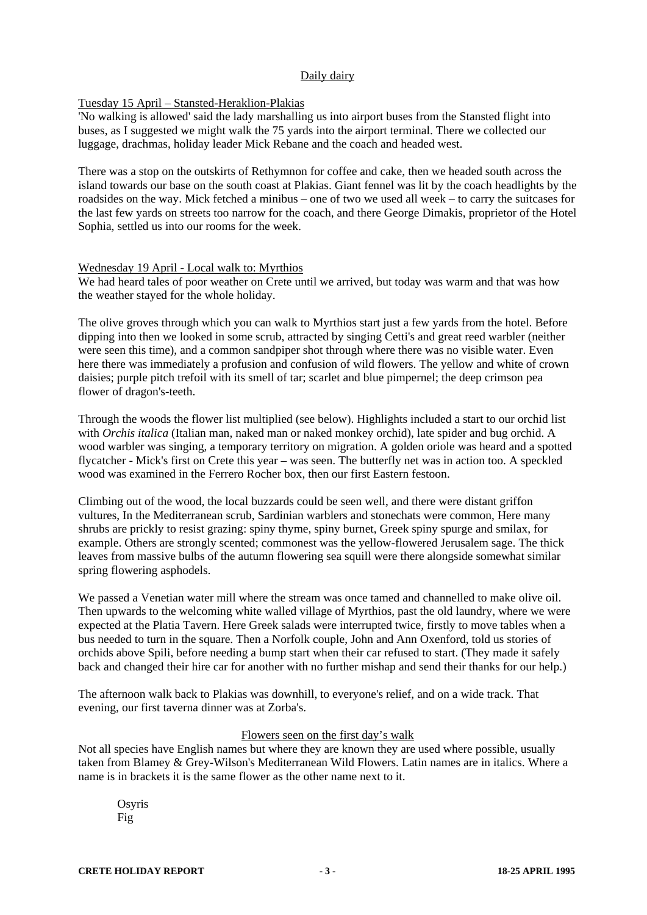## Daily dairy

### Tuesday 15 April – Stansted-Heraklion-Plakias

'No walking is allowed' said the lady marshalling us into airport buses from the Stansted flight into buses, as I suggested we might walk the 75 yards into the airport terminal. There we collected our luggage, drachmas, holiday leader Mick Rebane and the coach and headed west.

There was a stop on the outskirts of Rethymnon for coffee and cake, then we headed south across the island towards our base on the south coast at Plakias. Giant fennel was lit by the coach headlights by the roadsides on the way. Mick fetched a minibus – one of two we used all week – to carry the suitcases for the last few yards on streets too narrow for the coach, and there George Dimakis, proprietor of the Hotel Sophia, settled us into our rooms for the week.

### Wednesday 19 April - Local walk to: Myrthios

We had heard tales of poor weather on Crete until we arrived, but today was warm and that was how the weather stayed for the whole holiday.

The olive groves through which you can walk to Myrthios start just a few yards from the hotel. Before dipping into then we looked in some scrub, attracted by singing Cetti's and great reed warbler (neither were seen this time), and a common sandpiper shot through where there was no visible water. Even here there was immediately a profusion and confusion of wild flowers. The yellow and white of crown daisies; purple pitch trefoil with its smell of tar; scarlet and blue pimpernel; the deep crimson pea flower of dragon's-teeth.

Through the woods the flower list multiplied (see below). Highlights included a start to our orchid list with *Orchis italica* (Italian man, naked man or naked monkey orchid), late spider and bug orchid. A wood warbler was singing, a temporary territory on migration. A golden oriole was heard and a spotted flycatcher - Mick's first on Crete this year – was seen. The butterfly net was in action too. A speckled wood was examined in the Ferrero Rocher box, then our first Eastern festoon.

Climbing out of the wood, the local buzzards could be seen well, and there were distant griffon vultures, In the Mediterranean scrub, Sardinian warblers and stonechats were common, Here many shrubs are prickly to resist grazing: spiny thyme, spiny burnet, Greek spiny spurge and smilax, for example. Others are strongly scented; commonest was the yellow-flowered Jerusalem sage. The thick leaves from massive bulbs of the autumn flowering sea squill were there alongside somewhat similar spring flowering asphodels.

We passed a Venetian water mill where the stream was once tamed and channelled to make olive oil. Then upwards to the welcoming white walled village of Myrthios, past the old laundry, where we were expected at the Platia Tavern. Here Greek salads were interrupted twice, firstly to move tables when a bus needed to turn in the square. Then a Norfolk couple, John and Ann Oxenford, told us stories of orchids above Spili, before needing a bump start when their car refused to start. (They made it safely back and changed their hire car for another with no further mishap and send their thanks for our help.)

The afternoon walk back to Plakias was downhill, to everyone's relief, and on a wide track. That evening, our first taverna dinner was at Zorba's.

### Flowers seen on the first day's walk

Not all species have English names but where they are known they are used where possible, usually taken from Blamey & Grey-Wilson's Mediterranean Wild Flowers. Latin names are in italics. Where a name is in brackets it is the same flower as the other name next to it.

Osyris
Fig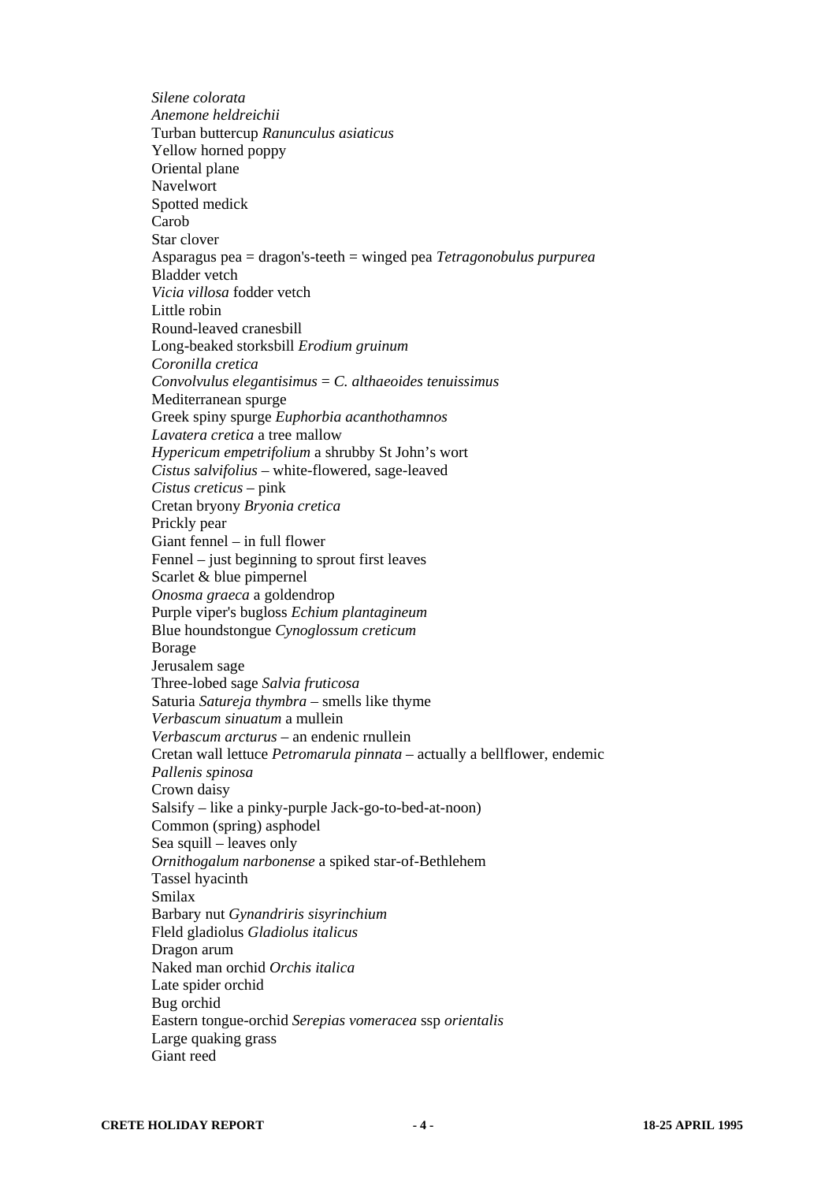*Silene colorata*
*Anemone heldreichii*
Turban buttercup *Ranunculus asiaticus*
Yellow horned poppy
Oriental plane
Navelwort
Spotted medick
Carob
Star clover
Asparagus pea = dragon's-teeth = winged pea *Tetragonobulus purpurea*
Bladder vetch
*Vicia villosa* fodder vetch
Little robin
Round-leaved cranesbill
Long-beaked storksbill *Erodium gruinum*
*Coronilla cretica*
*Convolvulus elegantisimus* = *C. althaeoides tenuissimus*
Mediterranean spurge
Greek spiny spurge *Euphorbia acanthothamnos*
*Lavatera cretica* a tree mallow
*Hypericum empetrifolium* a shrubby St John's wort
*Cistus salvifolius* – white-flowered, sage-leaved
*Cistus creticus* – pink
Cretan bryony *Bryonia cretica*
Prickly pear
Giant fennel – in full flower
Fennel – just beginning to sprout first leaves
Scarlet & blue pimpernel
*Onosma graeca* a goldendrop
Purple viper's bugloss *Echium plantagineum*
Blue houndstongue *Cynoglossum creticum*
Borage
Jerusalem sage
Three-lobed sage *Salvia fruticosa*
Saturia *Satureja thymbra* – smells like thyme
*Verbascum sinuatum* a mullein
*Verbascum arcturus* – an endenic rnullein
Cretan wall lettuce *Petromarula pinnata* – actually a bellflower, endemic
*Pallenis spinosa*
Crown daisy
Salsify – like a pinky-purple Jack-go-to-bed-at-noon)
Common (spring) asphodel
Sea squill – leaves only
*Ornithogalum narbonense* a spiked star-of-Bethlehem
Tassel hyacinth
Smilax
Barbary nut *Gynandriris sisyrinchium*
Fleld gladiolus *Gladiolus italicus*
Dragon arum
Naked man orchid *Orchis italica*
Late spider orchid
Bug orchid
Eastern tongue-orchid *Serepias vomeracea* ssp *orientalis*
Large quaking grass
Giant reed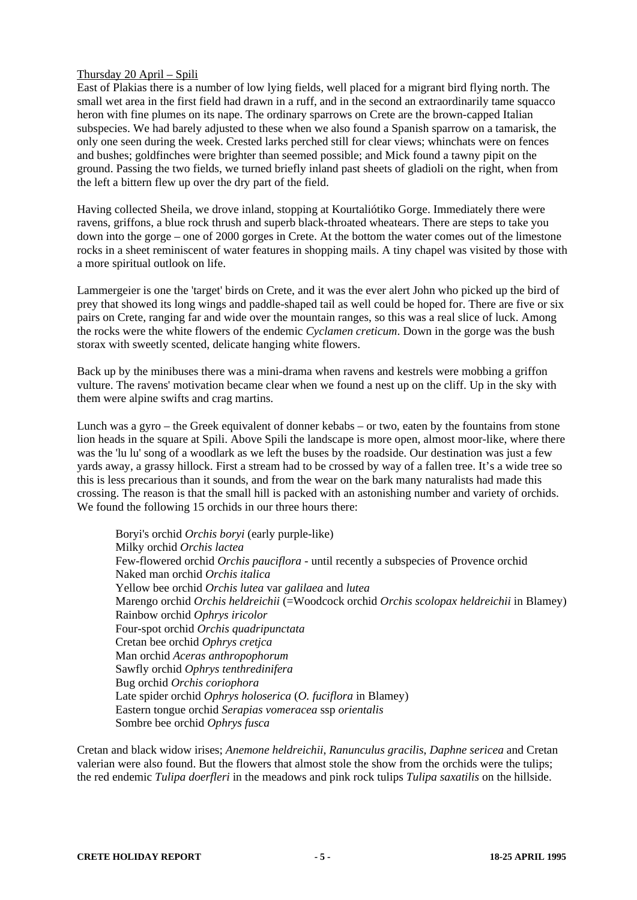Thursday 20 April – Spili

East of Plakias there is a number of low lying fields, well placed for a migrant bird flying north. The small wet area in the first field had drawn in a ruff, and in the second an extraordinarily tame squacco heron with fine plumes on its nape. The ordinary sparrows on Crete are the brown-capped Italian subspecies. We had barely adjusted to these when we also found a Spanish sparrow on a tamarisk, the only one seen during the week. Crested larks perched still for clear views; whinchats were on fences and bushes; goldfinches were brighter than seemed possible; and Mick found a tawny pipit on the ground. Passing the two fields, we turned briefly inland past sheets of gladioli on the right, when from the left a bittern flew up over the dry part of the field.

Having collected Sheila, we drove inland, stopping at Kourtaliótiko Gorge. Immediately there were ravens, griffons, a blue rock thrush and superb black-throated wheatears. There are steps to take you down into the gorge – one of 2000 gorges in Crete. At the bottom the water comes out of the limestone rocks in a sheet reminiscent of water features in shopping mails. A tiny chapel was visited by those with a more spiritual outlook on life.

Lammergeier is one the 'target' birds on Crete, and it was the ever alert John who picked up the bird of prey that showed its long wings and paddle-shaped tail as well could be hoped for. There are five or six pairs on Crete, ranging far and wide over the mountain ranges, so this was a real slice of luck. Among the rocks were the white flowers of the endemic *Cyclamen creticum*. Down in the gorge was the bush storax with sweetly scented, delicate hanging white flowers.

Back up by the minibuses there was a mini-drama when ravens and kestrels were mobbing a griffon vulture. The ravens' motivation became clear when we found a nest up on the cliff. Up in the sky with them were alpine swifts and crag martins.

Lunch was a gyro – the Greek equivalent of donner kebabs – or two, eaten by the fountains from stone lion heads in the square at Spili. Above Spili the landscape is more open, almost moor-like, where there was the 'lu lu' song of a woodlark as we left the buses by the roadside. Our destination was just a few yards away, a grassy hillock. First a stream had to be crossed by way of a fallen tree. It's a wide tree so this is less precarious than it sounds, and from the wear on the bark many naturalists had made this crossing. The reason is that the small hill is packed with an astonishing number and variety of orchids. We found the following 15 orchids in our three hours there:

- Boryi's orchid *Orchis boryi* (early purple-like)
- Milky orchid *Orchis lactea*
- Few-flowered orchid *Orchis pauciflora* - until recently a subspecies of Provence orchid
- Naked man orchid *Orchis italica*
- Yellow bee orchid *Orchis lutea* var *galilaea* and *lutea*
- Marengo orchid *Orchis heldreichii* (=Woodcock orchid *Orchis scolopax heldreichii* in Blamey)
- Rainbow orchid *Ophrys iricolor*
- Four-spot orchid *Orchis quadripunctata*
- Cretan bee orchid *Ophrys cretjca*
- Man orchid *Aceras anthropophorum*
- Sawfly orchid *Ophrys tenthredinifera*
- Bug orchid *Orchis coriophora*
- Late spider orchid *Ophrys holoserica* (*O. fuciflora* in Blamey)
- Eastern tongue orchid *Serapias vomeracea* ssp *orientalis*
- Sombre bee orchid *Ophrys fusca*

Cretan and black widow irises; *Anemone heldreichii*, *Ranunculus gracilis*, *Daphne sericea* and Cretan valerian were also found. But the flowers that almost stole the show from the orchids were the tulips; the red endemic *Tulipa doerfleri* in the meadows and pink rock tulips *Tulipa saxatilis* on the hillside.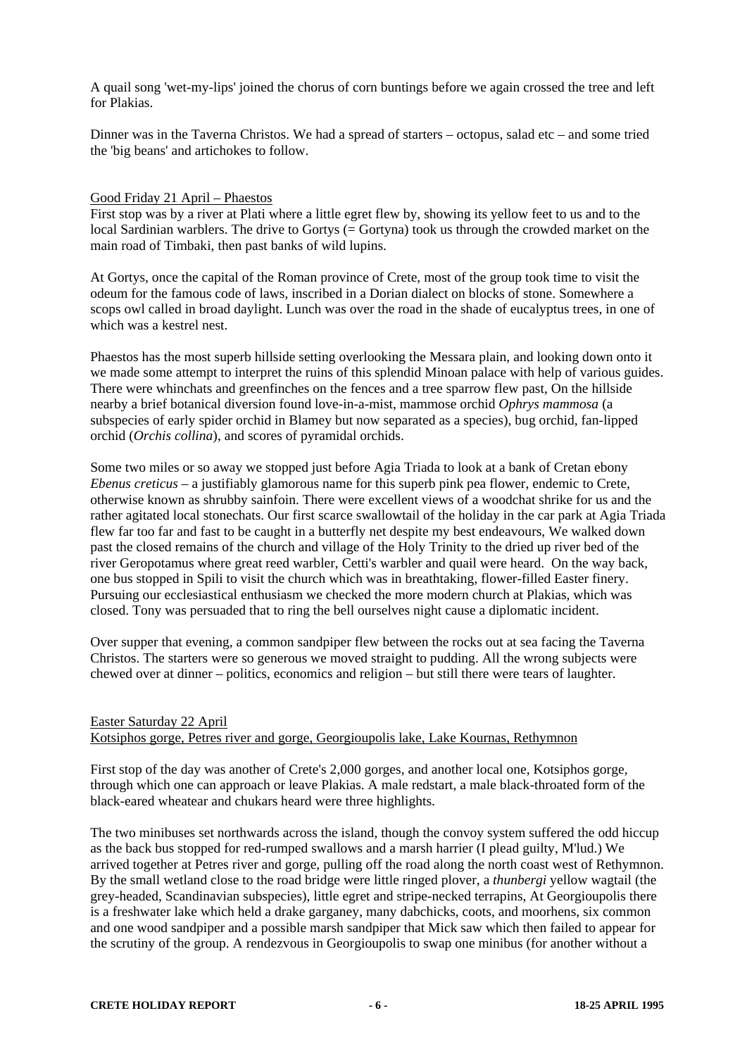A quail song 'wet-my-lips' joined the chorus of corn buntings before we again crossed the tree and left for Plakias.

Dinner was in the Taverna Christos. We had a spread of starters – octopus, salad etc – and some tried the 'big beans' and artichokes to follow.

## Good Friday 21 April – Phaestos

First stop was by a river at Plati where a little egret flew by, showing its yellow feet to us and to the local Sardinian warblers. The drive to Gortys (= Gortyna) took us through the crowded market on the main road of Timbaki, then past banks of wild lupins.

At Gortys, once the capital of the Roman province of Crete, most of the group took time to visit the odeum for the famous code of laws, inscribed in a Dorian dialect on blocks of stone. Somewhere a scops owl called in broad daylight. Lunch was over the road in the shade of eucalyptus trees, in one of which was a kestrel nest.

Phaestos has the most superb hillside setting overlooking the Messara plain, and looking down onto it we made some attempt to interpret the ruins of this splendid Minoan palace with help of various guides. There were whinchats and greenfinches on the fences and a tree sparrow flew past, On the hillside nearby a brief botanical diversion found love-in-a-mist, mammose orchid *Ophrys mammosa* (a subspecies of early spider orchid in Blamey but now separated as a species), bug orchid, fan-lipped orchid (*Orchis collina*), and scores of pyramidal orchids.

Some two miles or so away we stopped just before Agia Triada to look at a bank of Cretan ebony *Ebenus creticus* – a justifiably glamorous name for this superb pink pea flower, endemic to Crete, otherwise known as shrubby sainfoin. There were excellent views of a woodchat shrike for us and the rather agitated local stonechats. Our first scarce swallowtail of the holiday in the car park at Agia Triada flew far too far and fast to be caught in a butterfly net despite my best endeavours, We walked down past the closed remains of the church and village of the Holy Trinity to the dried up river bed of the river Geropotamus where great reed warbler, Cetti's warbler and quail were heard. On the way back, one bus stopped in Spili to visit the church which was in breathtaking, flower-filled Easter finery. Pursuing our ecclesiastical enthusiasm we checked the more modern church at Plakias, which was closed. Tony was persuaded that to ring the bell ourselves night cause a diplomatic incident.

Over supper that evening, a common sandpiper flew between the rocks out at sea facing the Taverna Christos. The starters were so generous we moved straight to pudding. All the wrong subjects were chewed over at dinner – politics, economics and religion – but still there were tears of laughter.

## Easter Saturday 22 April
## Kotsiphos gorge, Petres river and gorge, Georgioupolis lake, Lake Kournas, Rethymnon

First stop of the day was another of Crete's 2,000 gorges, and another local one, Kotsiphos gorge, through which one can approach or leave Plakias. A male redstart, a male black-throated form of the black-eared wheatear and chukars heard were three highlights.

The two minibuses set northwards across the island, though the convoy system suffered the odd hiccup as the back bus stopped for red-rumped swallows and a marsh harrier (I plead guilty, M'lud.) We arrived together at Petres river and gorge, pulling off the road along the north coast west of Rethymnon. By the small wetland close to the road bridge were little ringed plover, a *thunbergi* yellow wagtail (the grey-headed, Scandinavian subspecies), little egret and stripe-necked terrapins, At Georgioupolis there is a freshwater lake which held a drake garganey, many dabchicks, coots, and moorhens, six common and one wood sandpiper and a possible marsh sandpiper that Mick saw which then failed to appear for the scrutiny of the group. A rendezvous in Georgioupolis to swap one minibus (for another without a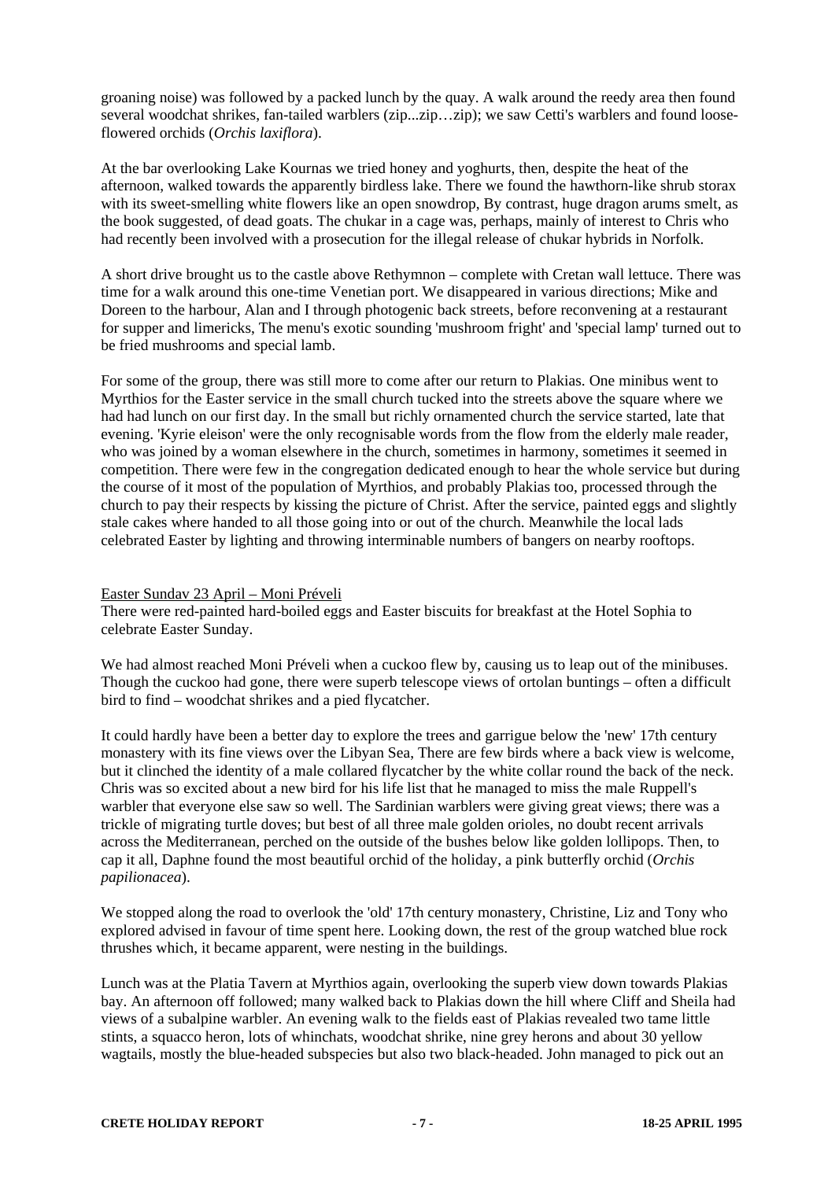groaning noise) was followed by a packed lunch by the quay. A walk around the reedy area then found several woodchat shrikes, fan-tailed warblers (zip...zip…zip); we saw Cetti's warblers and found loose-flowered orchids (*Orchis laxiflora*).

At the bar overlooking Lake Kournas we tried honey and yoghurts, then, despite the heat of the afternoon, walked towards the apparently birdless lake. There we found the hawthorn-like shrub storax with its sweet-smelling white flowers like an open snowdrop, By contrast, huge dragon arums smelt, as the book suggested, of dead goats. The chukar in a cage was, perhaps, mainly of interest to Chris who had recently been involved with a prosecution for the illegal release of chukar hybrids in Norfolk.

A short drive brought us to the castle above Rethymnon – complete with Cretan wall lettuce. There was time for a walk around this one-time Venetian port. We disappeared in various directions; Mike and Doreen to the harbour, Alan and I through photogenic back streets, before reconvening at a restaurant for supper and limericks, The menu's exotic sounding 'mushroom fright' and 'special lamp' turned out to be fried mushrooms and special lamb.

For some of the group, there was still more to come after our return to Plakias. One minibus went to Myrthios for the Easter service in the small church tucked into the streets above the square where we had had lunch on our first day. In the small but richly ornamented church the service started, late that evening. 'Kyrie eleison' were the only recognisable words from the flow from the elderly male reader, who was joined by a woman elsewhere in the church, sometimes in harmony, sometimes it seemed in competition. There were few in the congregation dedicated enough to hear the whole service but during the course of it most of the population of Myrthios, and probably Plakias too, processed through the church to pay their respects by kissing the picture of Christ. After the service, painted eggs and slightly stale cakes where handed to all those going into or out of the church. Meanwhile the local lads celebrated Easter by lighting and throwing interminable numbers of bangers on nearby rooftops.

<u>Easter Sunday 23 April – Moni Préveli</u>

There were red-painted hard-boiled eggs and Easter biscuits for breakfast at the Hotel Sophia to celebrate Easter Sunday.

We had almost reached Moni Préveli when a cuckoo flew by, causing us to leap out of the minibuses. Though the cuckoo had gone, there were superb telescope views of ortolan buntings – often a difficult bird to find – woodchat shrikes and a pied flycatcher.

It could hardly have been a better day to explore the trees and garrigue below the 'new' 17th century monastery with its fine views over the Libyan Sea, There are few birds where a back view is welcome, but it clinched the identity of a male collared flycatcher by the white collar round the back of the neck. Chris was so excited about a new bird for his life list that he managed to miss the male Ruppell's warbler that everyone else saw so well. The Sardinian warblers were giving great views; there was a trickle of migrating turtle doves; but best of all three male golden orioles, no doubt recent arrivals across the Mediterranean, perched on the outside of the bushes below like golden lollipops. Then, to cap it all, Daphne found the most beautiful orchid of the holiday, a pink butterfly orchid (*Orchis papilionacea*).

We stopped along the road to overlook the 'old' 17th century monastery, Christine, Liz and Tony who explored advised in favour of time spent here. Looking down, the rest of the group watched blue rock thrushes which, it became apparent, were nesting in the buildings.

Lunch was at the Platia Tavern at Myrthios again, overlooking the superb view down towards Plakias bay. An afternoon off followed; many walked back to Plakias down the hill where Cliff and Sheila had views of a subalpine warbler. An evening walk to the fields east of Plakias revealed two tame little stints, a squacco heron, lots of whinchats, woodchat shrike, nine grey herons and about 30 yellow wagtails, mostly the blue-headed subspecies but also two black-headed. John managed to pick out an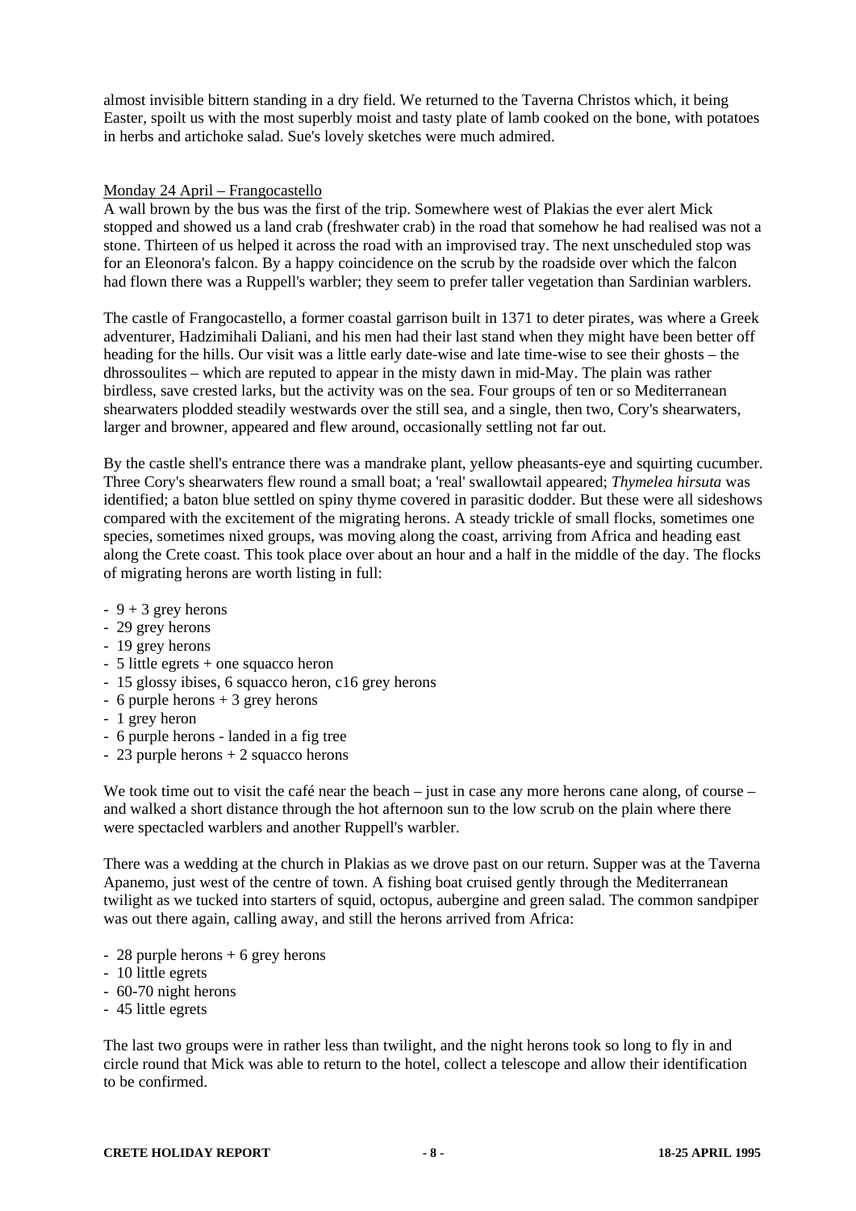almost invisible bittern standing in a dry field. We returned to the Taverna Christos which, it being Easter, spoilt us with the most superbly moist and tasty plate of lamb cooked on the bone, with potatoes in herbs and artichoke salad. Sue's lovely sketches were much admired.

## Monday 24 April – Frangocastello

A wall brown by the bus was the first of the trip. Somewhere west of Plakias the ever alert Mick stopped and showed us a land crab (freshwater crab) in the road that somehow he had realised was not a stone. Thirteen of us helped it across the road with an improvised tray. The next unscheduled stop was for an Eleonora's falcon. By a happy coincidence on the scrub by the roadside over which the falcon had flown there was a Ruppell's warbler; they seem to prefer taller vegetation than Sardinian warblers.

The castle of Frangocastello, a former coastal garrison built in 1371 to deter pirates, was where a Greek adventurer, Hadzimihali Daliani, and his men had their last stand when they might have been better off heading for the hills. Our visit was a little early date-wise and late time-wise to see their ghosts – the dhrossoulites – which are reputed to appear in the misty dawn in mid-May. The plain was rather birdless, save crested larks, but the activity was on the sea. Four groups of ten or so Mediterranean shearwaters plodded steadily westwards over the still sea, and a single, then two, Cory's shearwaters, larger and browner, appeared and flew around, occasionally settling not far out.

By the castle shell's entrance there was a mandrake plant, yellow pheasants-eye and squirting cucumber. Three Cory's shearwaters flew round a small boat; a 'real' swallowtail appeared; *Thymelea hirsuta* was identified; a baton blue settled on spiny thyme covered in parasitic dodder. But these were all sideshows compared with the excitement of the migrating herons. A steady trickle of small flocks, sometimes one species, sometimes nixed groups, was moving along the coast, arriving from Africa and heading east along the Crete coast. This took place over about an hour and a half in the middle of the day. The flocks of migrating herons are worth listing in full:

- 9 + 3 grey herons
- 29 grey herons
- 19 grey herons
- 5 little egrets + one squacco heron
- 15 glossy ibises, 6 squacco heron, c16 grey herons
- 6 purple herons + 3 grey herons
- 1 grey heron
- 6 purple herons - landed in a fig tree
- 23 purple herons + 2 squacco herons

We took time out to visit the café near the beach – just in case any more herons cane along, of course – and walked a short distance through the hot afternoon sun to the low scrub on the plain where there were spectacled warblers and another Ruppell's warbler.

There was a wedding at the church in Plakias as we drove past on our return. Supper was at the Taverna Apanemo, just west of the centre of town. A fishing boat cruised gently through the Mediterranean twilight as we tucked into starters of squid, octopus, aubergine and green salad. The common sandpiper was out there again, calling away, and still the herons arrived from Africa:

- 28 purple herons + 6 grey herons
- 10 little egrets
- 60-70 night herons
- 45 little egrets

The last two groups were in rather less than twilight, and the night herons took so long to fly in and circle round that Mick was able to return to the hotel, collect a telescope and allow their identification to be confirmed.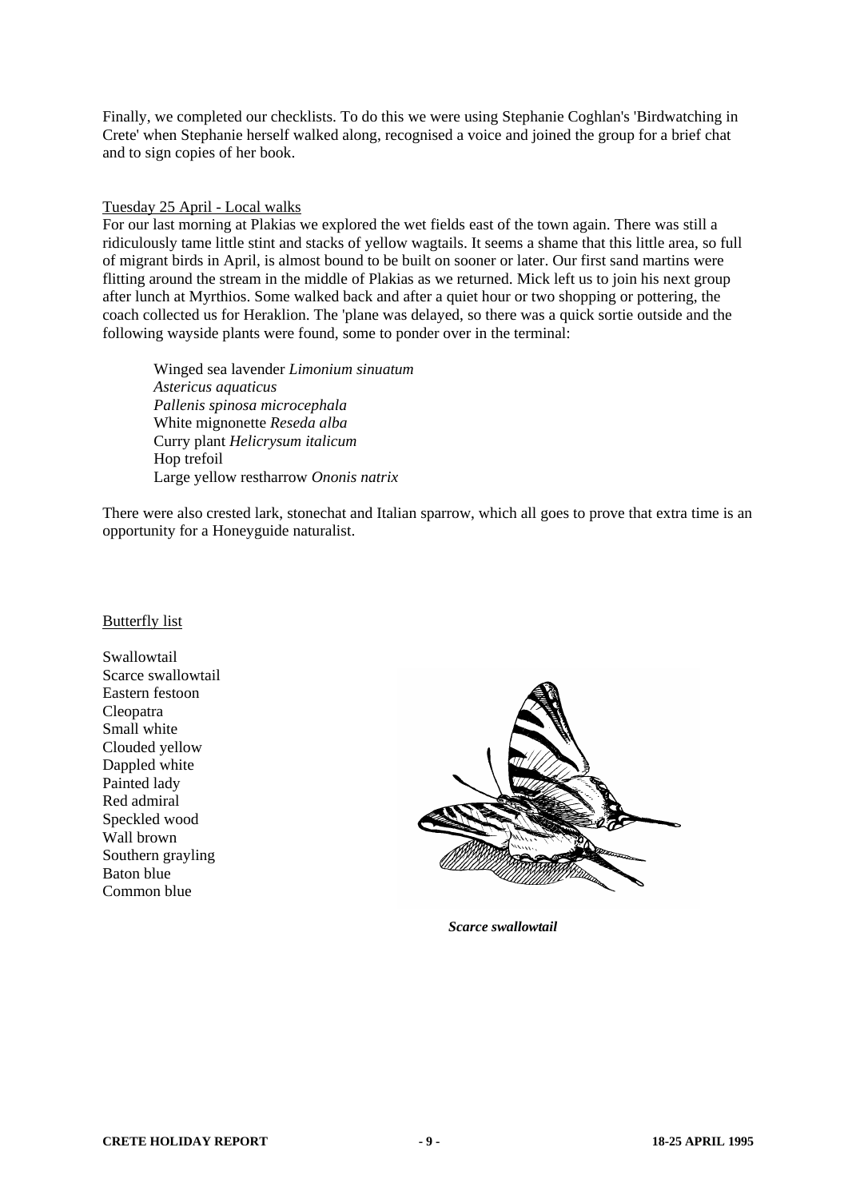Finally, we completed our checklists. To do this we were using Stephanie Coghlan's 'Birdwatching in Crete' when Stephanie herself walked along, recognised a voice and joined the group for a brief chat and to sign copies of her book.

Tuesday 25 April - Local walks

For our last morning at Plakias we explored the wet fields east of the town again. There was still a ridiculously tame little stint and stacks of yellow wagtails. It seems a shame that this little area, so full of migrant birds in April, is almost bound to be built on sooner or later. Our first sand martins were flitting around the stream in the middle of Plakias as we returned. Mick left us to join his next group after lunch at Myrthios. Some walked back and after a quiet hour or two shopping or pottering, the coach collected us for Heraklion. The 'plane was delayed, so there was a quick sortie outside and the following wayside plants were found, some to ponder over in the terminal:

Winged sea lavender *Limonium sinuatum*
*Astericus aquaticus*
*Pallenis spinosa microcephala*
White mignonette *Reseda alba*
Curry plant *Helicrysum italicum*
Hop trefoil
Large yellow restharrow *Ononis natrix*

There were also crested lark, stonechat and Italian sparrow, which all goes to prove that extra time is an opportunity for a Honeyguide naturalist.

Butterfly list

Swallowtail
Scarce swallowtail
Eastern festoon
Cleopatra
Small white
Clouded yellow
Dappled white
Painted lady
Red admiral
Speckled wood
Wall brown
Southern grayling
Baton blue
Common blue

***Scarce swallowtail***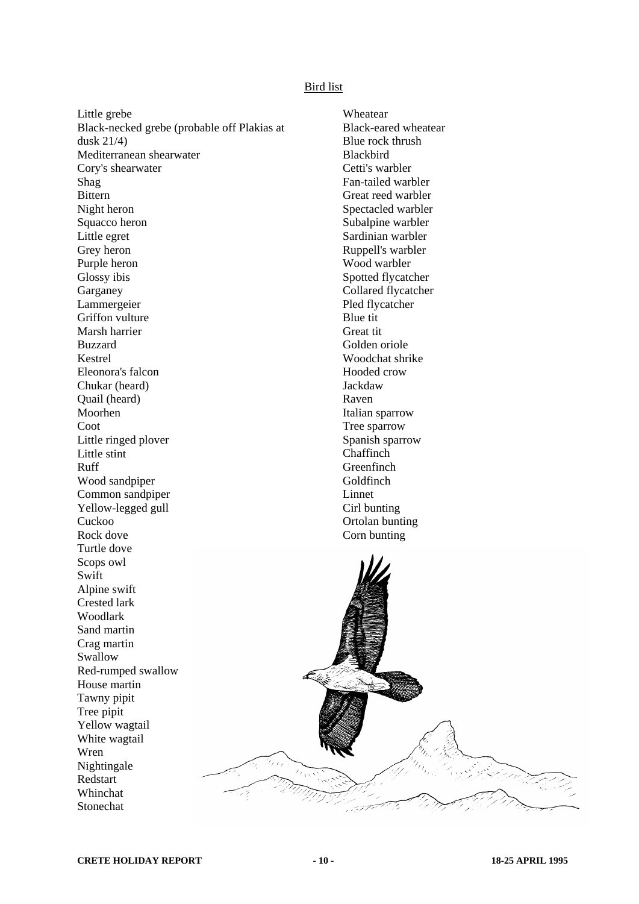Bird list

Little grebe
Black-necked grebe (probable off Plakias at dusk 21/4)
Mediterranean shearwater
Cory's shearwater
Shag
Bittern
Night heron
Squacco heron
Little egret
Grey heron
Purple heron
Glossy ibis
Garganey
Lammergeier
Griffon vulture
Marsh harrier
Buzzard
Kestrel
Eleonora's falcon
Chukar (heard)
Quail (heard)
Moorhen
Coot
Little ringed plover
Little stint
Ruff
Wood sandpiper
Common sandpiper
Yellow-legged gull
Cuckoo
Rock dove
Turtle dove
Scops owl
Swift
Alpine swift
Crested lark
Woodlark
Sand martin
Crag martin
Swallow
Red-rumped swallow
House martin
Tawny pipit
Tree pipit
Yellow wagtail
White wagtail
Wren
Nightingale
Redstart
Whinchat
Stonechat
Wheatear
Black-eared wheatear
Blue rock thrush
Blackbird
Cetti's warbler
Fan-tailed warbler
Great reed warbler
Spectacled warbler
Subalpine warbler
Sardinian warbler
Ruppell's warbler
Wood warbler
Spotted flycatcher
Collared flycatcher
Pled flycatcher
Blue tit
Great tit
Golden oriole
Woodchat shrike
Hooded crow
Jackdaw
Raven
Italian sparrow
Tree sparrow
Spanish sparrow
Chaffinch
Greenfinch
Goldfinch
Linnet
Cirl bunting
Ortolan bunting
Corn bunting